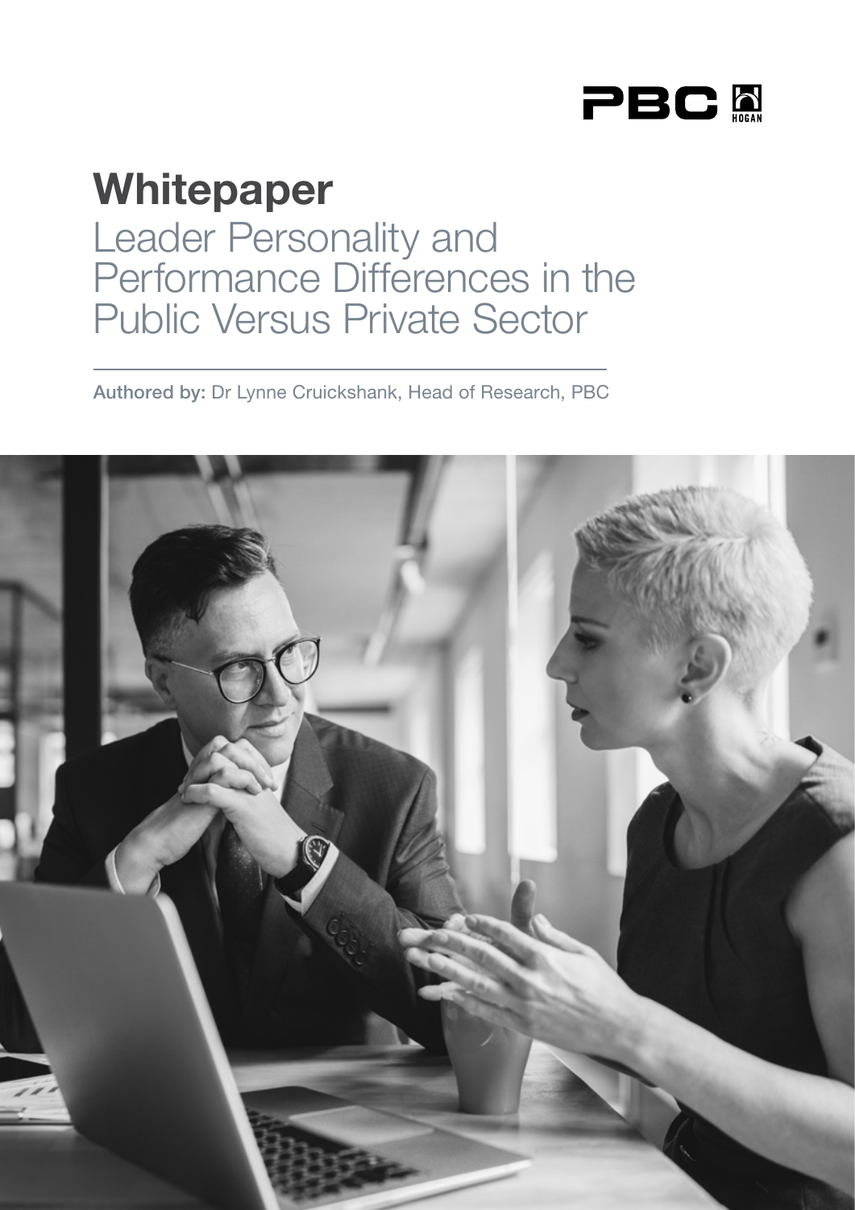# Whitepaper

## Leader Personality and Performance Differences in the Public Versus Private Sector

**Authored by:** Dr Lynne Cruickshank, Head of Research, PBC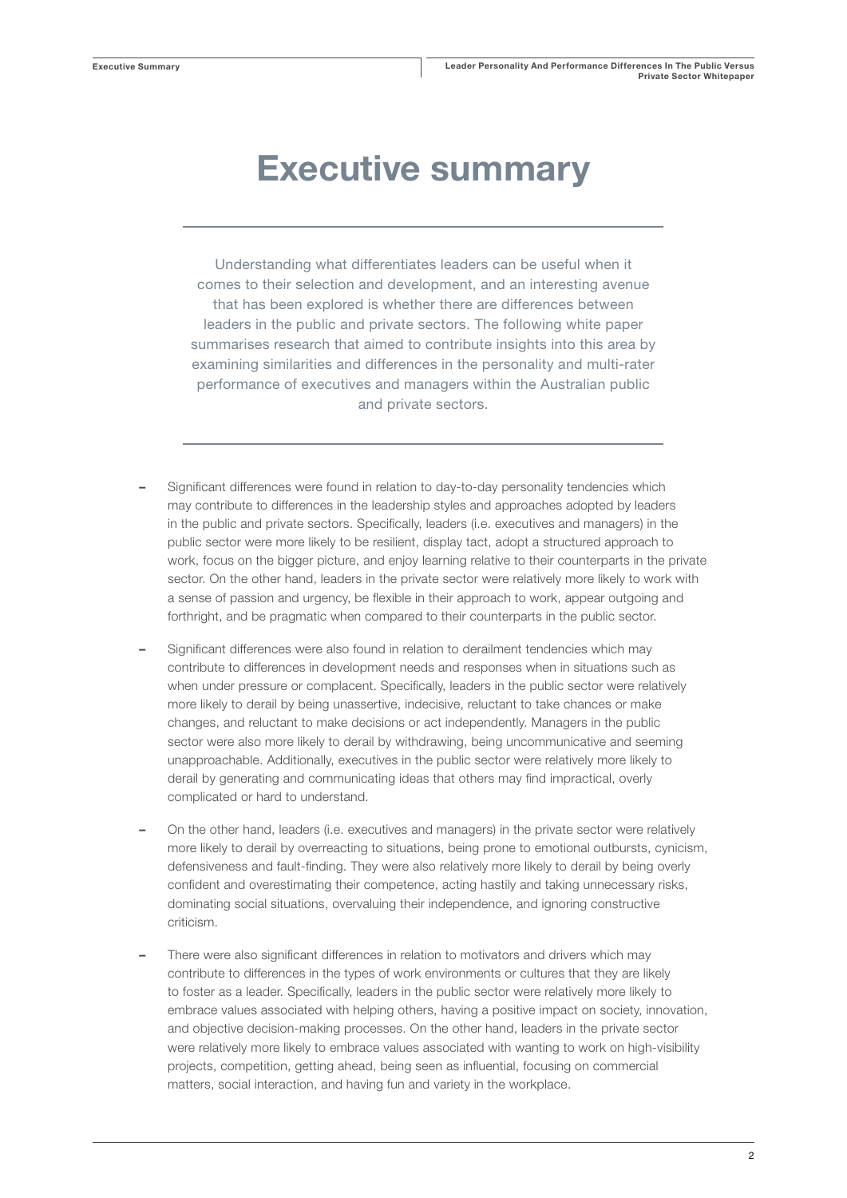# Executive summary

Understanding what differentiates leaders can be useful when it comes to their selection and development, and an interesting avenue that has been explored is whether there are differences between leaders in the public and private sectors. The following white paper summarises research that aimed to contribute insights into this area by examining similarities and differences in the personality and multi-rater performance of executives and managers within the Australian public and private sectors.

- Significant differences were found in relation to day-to-day personality tendencies which may contribute to differences in the leadership styles and approaches adopted by leaders in the public and private sectors. Specifically, leaders (i.e. executives and managers) in the public sector were more likely to be resilient, display tact, adopt a structured approach to work, focus on the bigger picture, and enjoy learning relative to their counterparts in the private sector. On the other hand, leaders in the private sector were relatively more likely to work with a sense of passion and urgency, be flexible in their approach to work, appear outgoing and forthright, and be pragmatic when compared to their counterparts in the public sector.
- Significant differences were also found in relation to derailment tendencies which may contribute to differences in development needs and responses when in situations such as when under pressure or complacent. Specifically, leaders in the public sector were relatively more likely to derail by being unassertive, indecisive, reluctant to take chances or make changes, and reluctant to make decisions or act independently. Managers in the public sector were also more likely to derail by withdrawing, being uncommunicative and seeming unapproachable. Additionally, executives in the public sector were relatively more likely to derail by generating and communicating ideas that others may find impractical, overly complicated or hard to understand.
- On the other hand, leaders (i.e. executives and managers) in the private sector were relatively more likely to derail by overreacting to situations, being prone to emotional outbursts, cynicism, defensiveness and fault-finding. They were also relatively more likely to derail by being overly confident and overestimating their competence, acting hastily and taking unnecessary risks, dominating social situations, overvaluing their independence, and ignoring constructive criticism.
- There were also significant differences in relation to motivators and drivers which may contribute to differences in the types of work environments or cultures that they are likely to foster as a leader. Specifically, leaders in the public sector were relatively more likely to embrace values associated with helping others, having a positive impact on society, innovation, and objective decision-making processes. On the other hand, leaders in the private sector were relatively more likely to embrace values associated with wanting to work on high-visibility projects, competition, getting ahead, being seen as influential, focusing on commercial matters, social interaction, and having fun and variety in the workplace.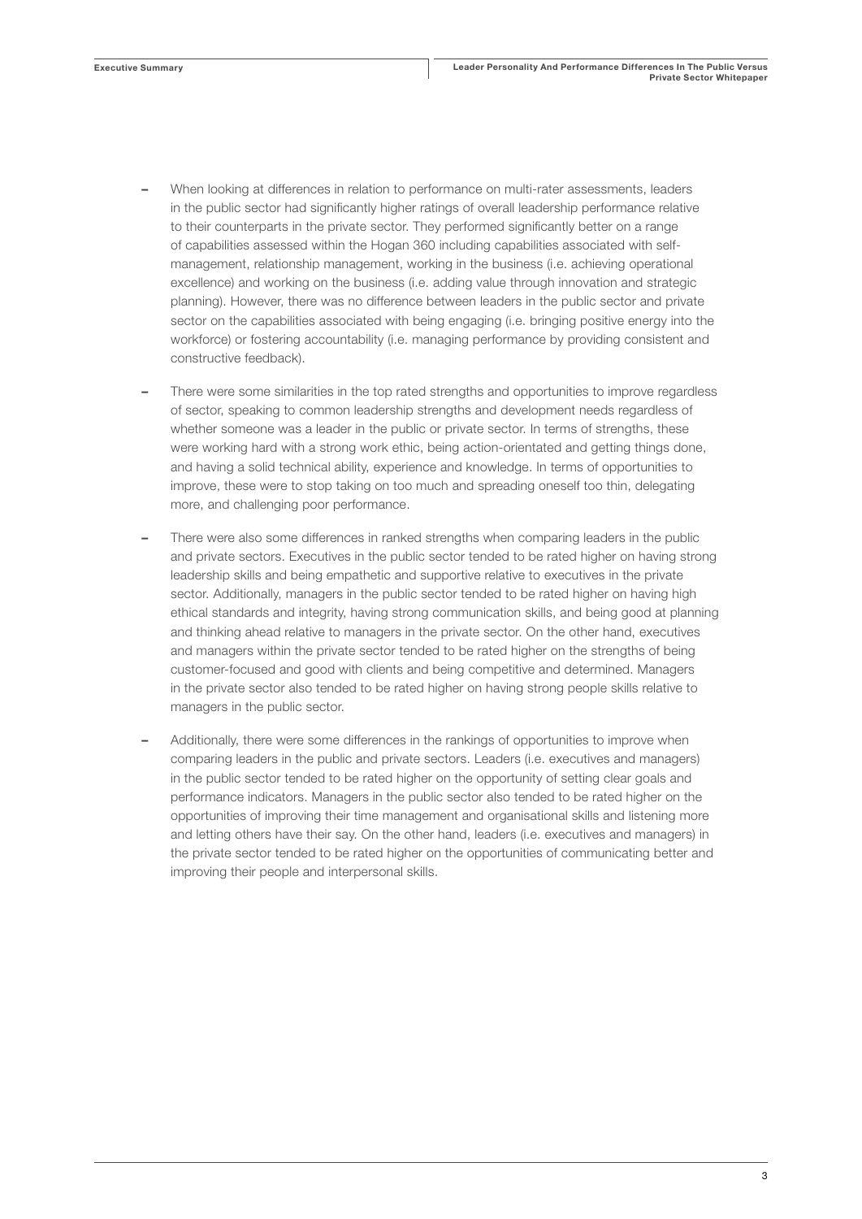- When looking at differences in relation to performance on multi-rater assessments, leaders in the public sector had significantly higher ratings of overall leadership performance relative to their counterparts in the private sector. They performed significantly better on a range of capabilities assessed within the Hogan 360 including capabilities associated with self-management, relationship management, working in the business (i.e. achieving operational excellence) and working on the business (i.e. adding value through innovation and strategic planning). However, there was no difference between leaders in the public sector and private sector on the capabilities associated with being engaging (i.e. bringing positive energy into the workforce) or fostering accountability (i.e. managing performance by providing consistent and constructive feedback).

- There were some similarities in the top rated strengths and opportunities to improve regardless of sector, speaking to common leadership strengths and development needs regardless of whether someone was a leader in the public or private sector. In terms of strengths, these were working hard with a strong work ethic, being action-orientated and getting things done, and having a solid technical ability, experience and knowledge. In terms of opportunities to improve, these were to stop taking on too much and spreading oneself too thin, delegating more, and challenging poor performance.

- There were also some differences in ranked strengths when comparing leaders in the public and private sectors. Executives in the public sector tended to be rated higher on having strong leadership skills and being empathetic and supportive relative to executives in the private sector. Additionally, managers in the public sector tended to be rated higher on having high ethical standards and integrity, having strong communication skills, and being good at planning and thinking ahead relative to managers in the private sector. On the other hand, executives and managers within the private sector tended to be rated higher on the strengths of being customer-focused and good with clients and being competitive and determined. Managers in the private sector also tended to be rated higher on having strong people skills relative to managers in the public sector.

- Additionally, there were some differences in the rankings of opportunities to improve when comparing leaders in the public and private sectors. Leaders (i.e. executives and managers) in the public sector tended to be rated higher on the opportunity of setting clear goals and performance indicators. Managers in the public sector also tended to be rated higher on the opportunities of improving their time management and organisational skills and listening more and letting others have their say. On the other hand, leaders (i.e. executives and managers) in the private sector tended to be rated higher on the opportunities of communicating better and improving their people and interpersonal skills.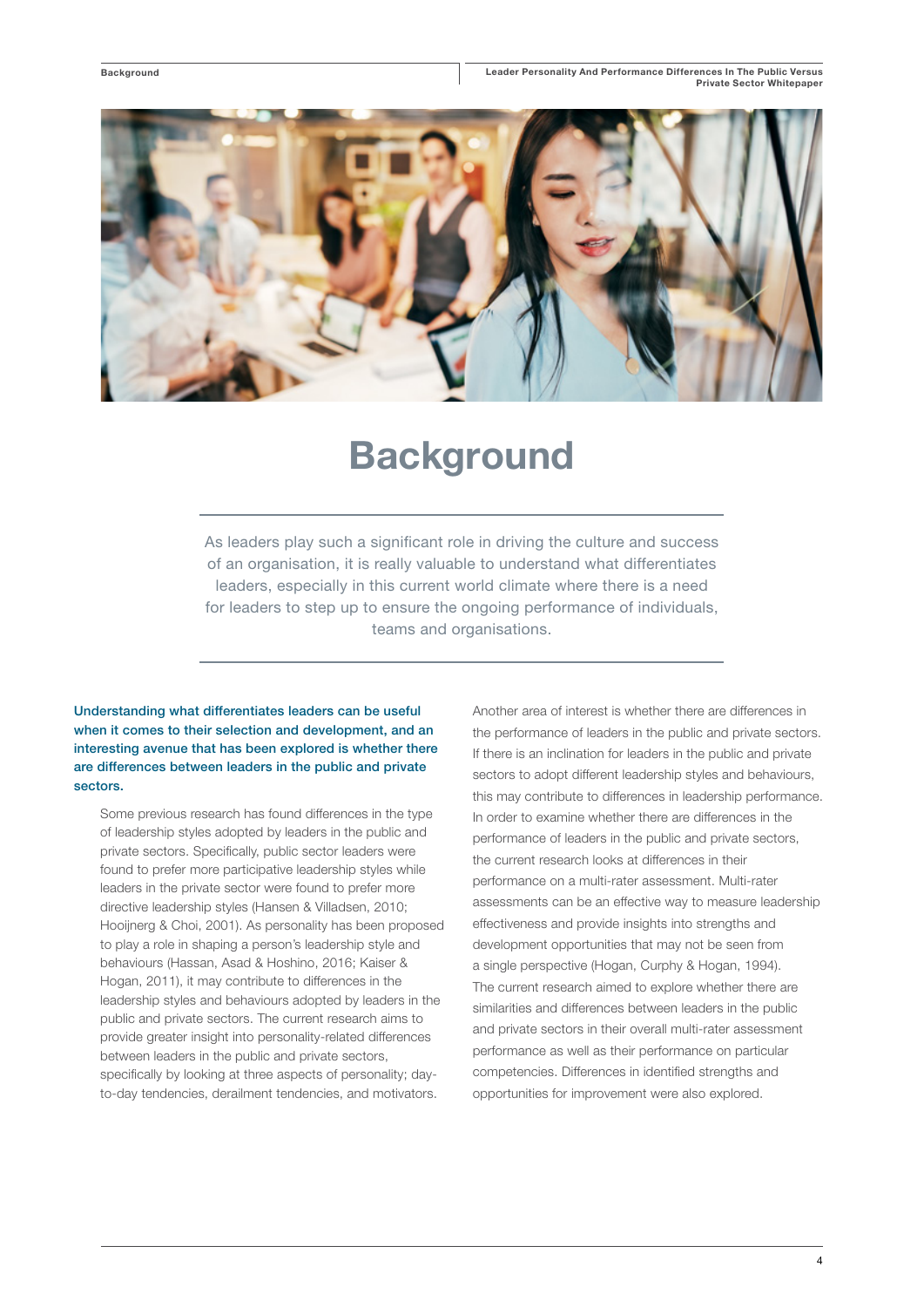# Background

As leaders play such a significant role in driving the culture and success of an organisation, it is really valuable to understand what differentiates leaders, especially in this current world climate where there is a need for leaders to step up to ensure the ongoing performance of individuals, teams and organisations.

**Understanding what differentiates leaders can be useful when it comes to their selection and development, and an interesting avenue that has been explored is whether there are differences between leaders in the public and private sectors.**

Some previous research has found differences in the type of leadership styles adopted by leaders in the public and private sectors. Specifically, public sector leaders were found to prefer more participative leadership styles while leaders in the private sector were found to prefer more directive leadership styles (Hansen & Villadsen, 2010; Hooijnerg & Choi, 2001). As personality has been proposed to play a role in shaping a person's leadership style and behaviours (Hassan, Asad & Hoshino, 2016; Kaiser & Hogan, 2011), it may contribute to differences in the leadership styles and behaviours adopted by leaders in the public and private sectors. The current research aims to provide greater insight into personality-related differences between leaders in the public and private sectors, specifically by looking at three aspects of personality; day-to-day tendencies, derailment tendencies, and motivators.

Another area of interest is whether there are differences in the performance of leaders in the public and private sectors. If there is an inclination for leaders in the public and private sectors to adopt different leadership styles and behaviours, this may contribute to differences in leadership performance. In order to examine whether there are differences in the performance of leaders in the public and private sectors, the current research looks at differences in their performance on a multi-rater assessment. Multi-rater assessments can be an effective way to measure leadership effectiveness and provide insights into strengths and development opportunities that may not be seen from a single perspective (Hogan, Curphy & Hogan, 1994). The current research aimed to explore whether there are similarities and differences between leaders in the public and private sectors in their overall multi-rater assessment performance as well as their performance on particular competencies. Differences in identified strengths and opportunities for improvement were also explored.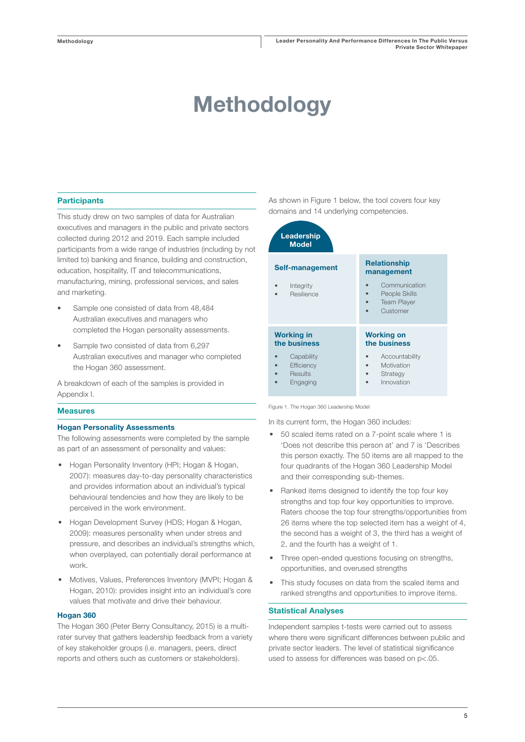# Methodology

## Participants

This study drew on two samples of data for Australian executives and managers in the public and private sectors collected during 2012 and 2019. Each sample included participants from a wide range of industries (including by not limited to) banking and finance, building and construction, education, hospitality, IT and telecommunications, manufacturing, mining, professional services, and sales and marketing.

- Sample one consisted of data from 48,484 Australian executives and managers who completed the Hogan personality assessments.
- Sample two consisted of data from 6,297 Australian executives and manager who completed the Hogan 360 assessment.

A breakdown of each of the samples is provided in Appendix I.

## Measures

### Hogan Personality Assessments

The following assessments were completed by the sample as part of an assessment of personality and values:

- Hogan Personality Inventory (HPI; Hogan & Hogan, 2007): measures day-to-day personality characteristics and provides information about an individual's typical behavioural tendencies and how they are likely to be perceived in the work environment.
- Hogan Development Survey (HDS; Hogan & Hogan, 2009): measures personality when under stress and pressure, and describes an individual's strengths which, when overplayed, can potentially derail performance at work.
- Motives, Values, Preferences Inventory (MVPI; Hogan & Hogan, 2010): provides insight into an individual's core values that motivate and drive their behaviour.

### Hogan 360

The Hogan 360 (Peter Berry Consultancy, 2015) is a multi-rater survey that gathers leadership feedback from a variety of key stakeholder groups (i.e. managers, peers, direct reports and others such as customers or stakeholders).

As shown in Figure 1 below, the tool covers four key domains and 14 underlying competencies.

**Leadership Model**

| Self-management | Relationship management |
|---|---|
| • Integrity<br>• Resilience | • Communication<br>• People Skills<br>• Team Player<br>• Customer |
| **Working in the business** | **Working on the business** |
| • Capability<br>• Efficiency<br>• Results<br>• Engaging | • Accountability<br>• Motivation<br>• Strategy<br>• Innovation |

Figure 1. The Hogan 360 Leadership Model

In its current form, the Hogan 360 includes:

- 50 scaled items rated on a 7-point scale where 1 is 'Does not describe this person at' and 7 is 'Describes this person exactly. The 50 items are all mapped to the four quadrants of the Hogan 360 Leadership Model and their corresponding sub-themes.
- Ranked items designed to identify the top four key strengths and top four key opportunities to improve. Raters choose the top four strengths/opportunities from 26 items where the top selected item has a weight of 4, the second has a weight of 3, the third has a weight of 2, and the fourth has a weight of 1.
- Three open-ended questions focusing on strengths, opportunities, and overused strengths
- This study focuses on data from the scaled items and ranked strengths and opportunities to improve items.

## Statistical Analyses

Independent samples t-tests were carried out to assess where there were significant differences between public and private sector leaders. The level of statistical significance used to assess for differences was based on $p<.05$.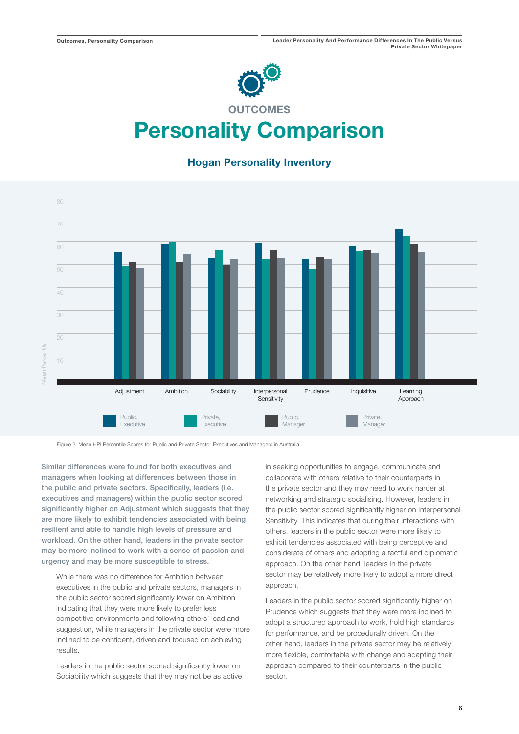OUTCOMES

# Personality Comparison

## Hogan Personality Inventory

Figure 2. Mean HPI Percentile Scores for Public and Private Sector Executives and Managers in Australia

**Similar differences were found for both executives and managers when looking at differences between those in the public and private sectors. Specifically, leaders (i.e. executives and managers) within the public sector scored significantly higher on Adjustment which suggests that they are more likely to exhibit tendencies associated with being resilient and able to handle high levels of pressure and workload. On the other hand, leaders in the private sector may be more inclined to work with a sense of passion and urgency and may be more susceptible to stress.**

While there was no difference for Ambition between executives in the public and private sectors, managers in the public sector scored significantly lower on Ambition indicating that they were more likely to prefer less competitive environments and following others' lead and suggestion, while managers in the private sector were more inclined to be confident, driven and focused on achieving results.

Leaders in the public sector scored significantly lower on Sociability which suggests that they may not be as active in seeking opportunities to engage, communicate and collaborate with others relative to their counterparts in the private sector and they may need to work harder at networking and strategic socialising. However, leaders in the public sector scored significantly higher on Interpersonal Sensitivity. This indicates that during their interactions with others, leaders in the public sector were more likely to exhibit tendencies associated with being perceptive and considerate of others and adopting a tactful and diplomatic approach. On the other hand, leaders in the private sector may be relatively more likely to adopt a more direct approach.

Leaders in the public sector scored significantly higher on Prudence which suggests that they were more inclined to adopt a structured approach to work, hold high standards for performance, and be procedurally driven. On the other hand, leaders in the private sector may be relatively more flexible, comfortable with change and adapting their approach compared to their counterparts in the public sector.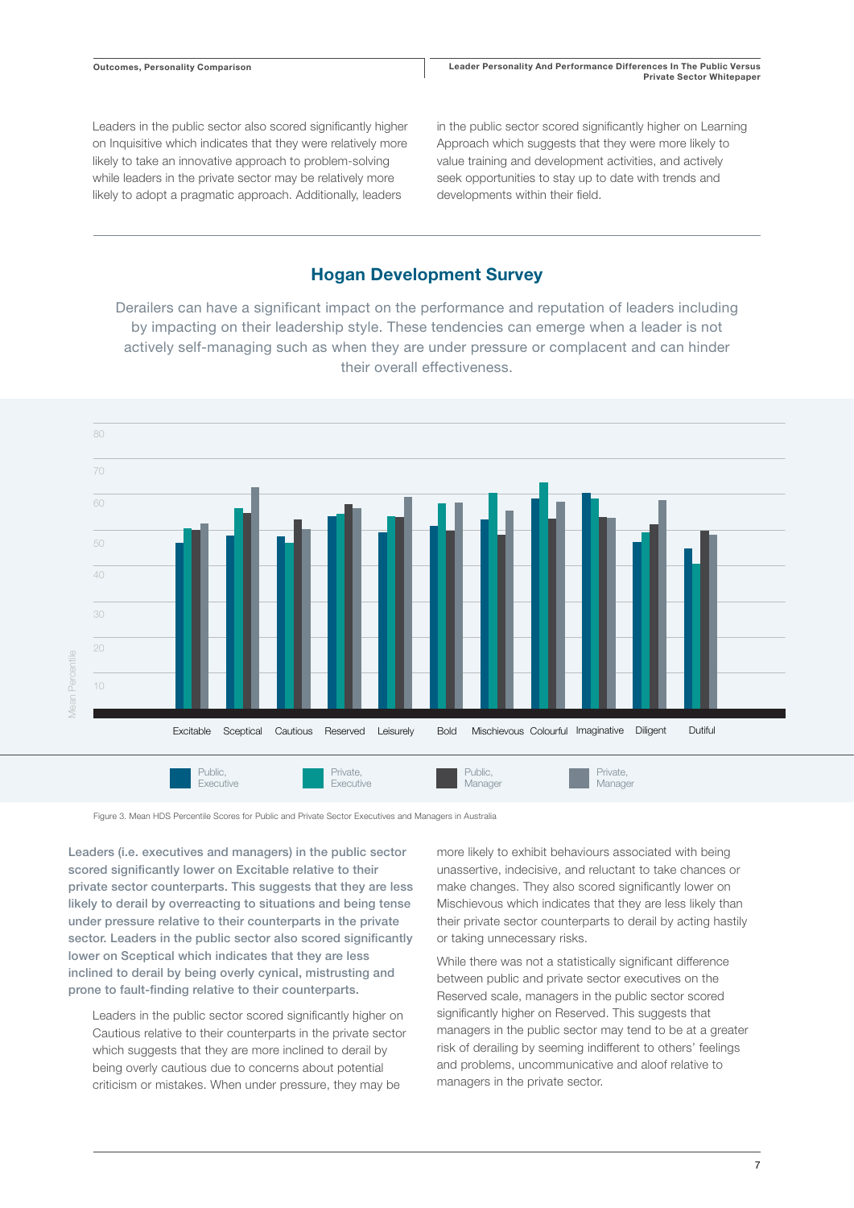Leaders in the public sector also scored significantly higher on Inquisitive which indicates that they were relatively more likely to take an innovative approach to problem-solving while leaders in the private sector may be relatively more likely to adopt a pragmatic approach. Additionally, leaders in the public sector scored significantly higher on Learning Approach which suggests that they were more likely to value training and development activities, and actively seek opportunities to stay up to date with trends and developments within their field.

## Hogan Development Survey

Derailers can have a significant impact on the performance and reputation of leaders including by impacting on their leadership style. These tendencies can emerge when a leader is not actively self-managing such as when they are under pressure or complacent and can hinder their overall effectiveness.

Figure 3. Mean HDS Percentile Scores for Public and Private Sector Executives and Managers in Australia

**Leaders (i.e. executives and managers) in the public sector scored significantly lower on Excitable relative to their private sector counterparts. This suggests that they are less likely to derail by overreacting to situations and being tense under pressure relative to their counterparts in the private sector. Leaders in the public sector also scored significantly lower on Sceptical which indicates that they are less inclined to derail by being overly cynical, mistrusting and prone to fault-finding relative to their counterparts.**

Leaders in the public sector scored significantly higher on Cautious relative to their counterparts in the private sector which suggests that they are more inclined to derail by being overly cautious due to concerns about potential criticism or mistakes. When under pressure, they may be more likely to exhibit behaviours associated with being unassertive, indecisive, and reluctant to take chances or make changes. They also scored significantly lower on Mischievous which indicates that they are less likely than their private sector counterparts to derail by acting hastily or taking unnecessary risks.

While there was not a statistically significant difference between public and private sector executives on the Reserved scale, managers in the public sector scored significantly higher on Reserved. This suggests that managers in the public sector may tend to be at a greater risk of derailing by seeming indifferent to others' feelings and problems, uncommunicative and aloof relative to managers in the private sector.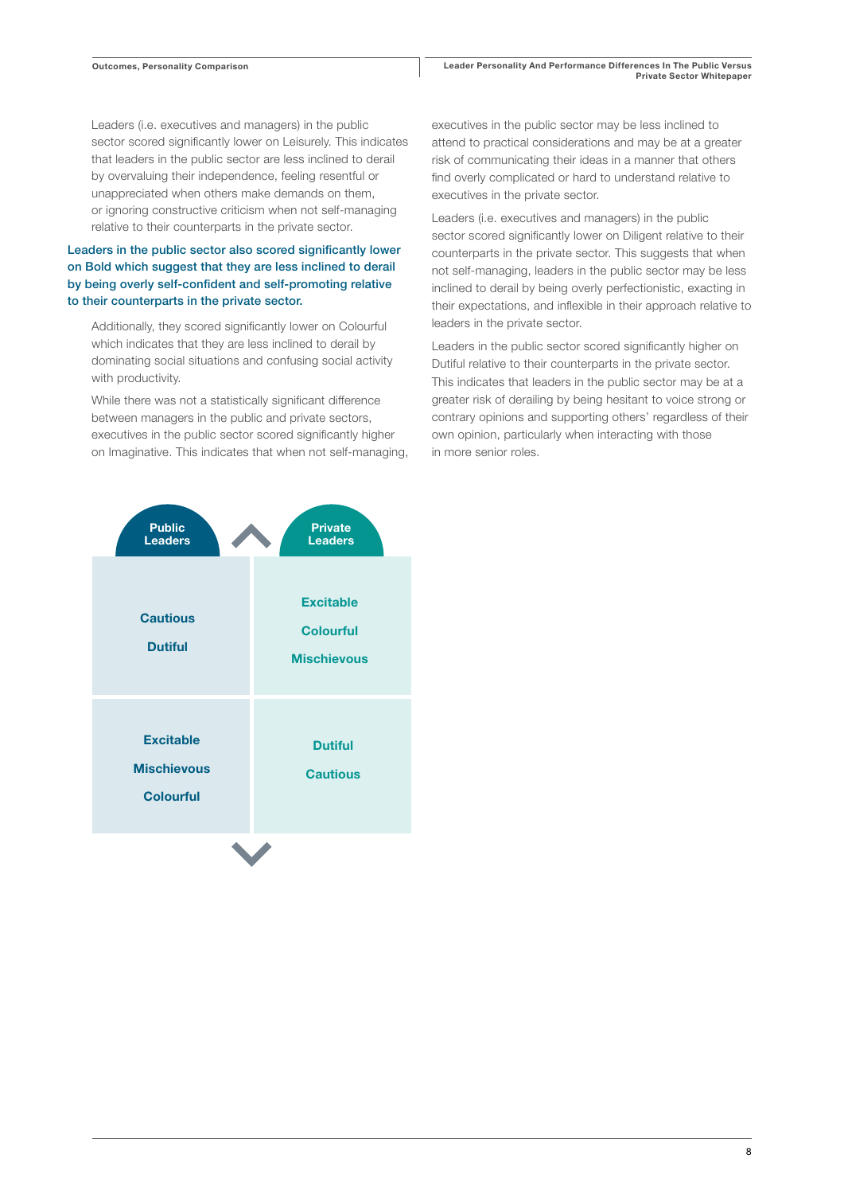Leaders (i.e. executives and managers) in the public sector scored significantly lower on Leisurely. This indicates that leaders in the public sector are less inclined to derail by overvaluing their independence, feeling resentful or unappreciated when others make demands on them, or ignoring constructive criticism when not self-managing relative to their counterparts in the private sector.

**Leaders in the public sector also scored significantly lower on Bold which suggest that they are less inclined to derail by being overly self-confident and self-promoting relative to their counterparts in the private sector.**

Additionally, they scored significantly lower on Colourful which indicates that they are less inclined to derail by dominating social situations and confusing social activity with productivity.

While there was not a statistically significant difference between managers in the public and private sectors, executives in the public sector scored significantly higher on Imaginative. This indicates that when not self-managing, executives in the public sector may be less inclined to attend to practical considerations and may be at a greater risk of communicating their ideas in a manner that others find overly complicated or hard to understand relative to executives in the private sector.

Leaders (i.e. executives and managers) in the public sector scored significantly lower on Diligent relative to their counterparts in the private sector. This suggests that when not self-managing, leaders in the public sector may be less inclined to derail by being overly perfectionistic, exacting in their expectations, and inflexible in their approach relative to leaders in the private sector.

Leaders in the public sector scored significantly higher on Dutiful relative to their counterparts in the private sector. This indicates that leaders in the public sector may be at a greater risk of derailing by being hesitant to voice strong or contrary opinions and supporting others' regardless of their own opinion, particularly when interacting with those in more senior roles.

| | Public Leaders | Private Leaders |
|---|---|---|
| Higher (▲) | Cautious<br>Dutiful | Excitable<br>Colourful<br>Mischievous |
| Lower (▼) | Excitable<br>Mischievous<br>Colourful | Dutiful<br>Cautious |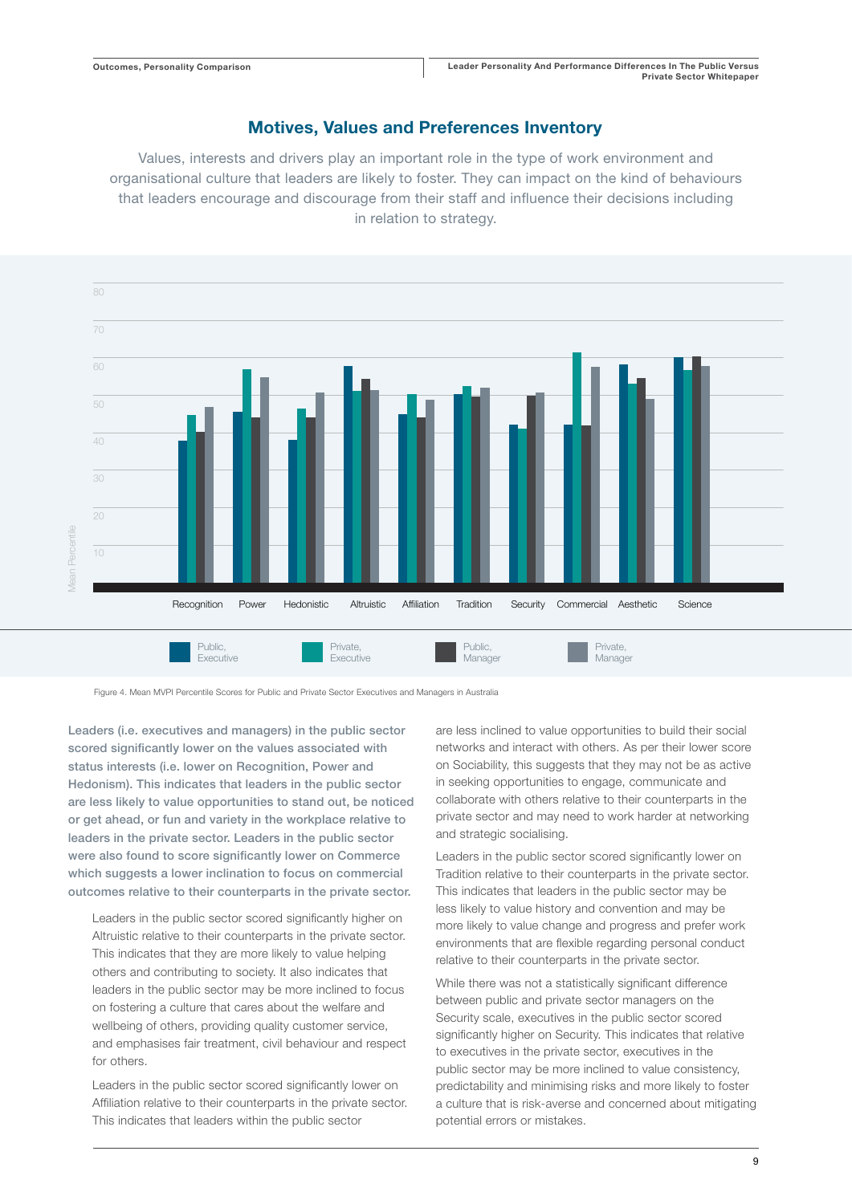## Motives, Values and Preferences Inventory

Values, interests and drivers play an important role in the type of work environment and organisational culture that leaders are likely to foster. They can impact on the kind of behaviours that leaders encourage and discourage from their staff and influence their decisions including in relation to strategy.

Figure 4. Mean MVPI Percentile Scores for Public and Private Sector Executives and Managers in Australia

**Leaders (i.e. executives and managers) in the public sector scored significantly lower on the values associated with status interests (i.e. lower on Recognition, Power and Hedonism). This indicates that leaders in the public sector are less likely to value opportunities to stand out, be noticed or get ahead, or fun and variety in the workplace relative to leaders in the private sector. Leaders in the public sector were also found to score significantly lower on Commerce which suggests a lower inclination to focus on commercial outcomes relative to their counterparts in the private sector.**

Leaders in the public sector scored significantly higher on Altruistic relative to their counterparts in the private sector. This indicates that they are more likely to value helping others and contributing to society. It also indicates that leaders in the public sector may be more inclined to focus on fostering a culture that cares about the welfare and wellbeing of others, providing quality customer service, and emphasises fair treatment, civil behaviour and respect for others.

Leaders in the public sector scored significantly lower on Affiliation relative to their counterparts in the private sector. This indicates that leaders within the public sector are less inclined to value opportunities to build their social networks and interact with others. As per their lower score on Sociability, this suggests that they may not be as active in seeking opportunities to engage, communicate and collaborate with others relative to their counterparts in the private sector and may need to work harder at networking and strategic socialising.

Leaders in the public sector scored significantly lower on Tradition relative to their counterparts in the private sector. This indicates that leaders in the public sector may be less likely to value history and convention and may be more likely to value change and progress and prefer work environments that are flexible regarding personal conduct relative to their counterparts in the private sector.

While there was not a statistically significant difference between public and private sector managers on the Security scale, executives in the public sector scored significantly higher on Security. This indicates that relative to executives in the private sector, executives in the public sector may be more inclined to value consistency, predictability and minimising risks and more likely to foster a culture that is risk-averse and concerned about mitigating potential errors or mistakes.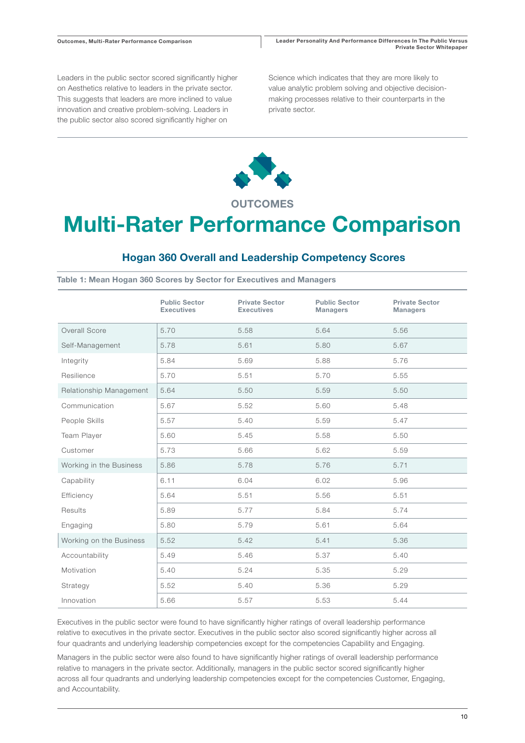Leaders in the public sector scored significantly higher on Aesthetics relative to leaders in the private sector. This suggests that leaders are more inclined to value innovation and creative problem-solving. Leaders in the public sector also scored significantly higher on Science which indicates that they are more likely to value analytic problem solving and objective decision-making processes relative to their counterparts in the private sector.

OUTCOMES

# Multi-Rater Performance Comparison

## Hogan 360 Overall and Leadership Competency Scores

**Table 1: Mean Hogan 360 Scores by Sector for Executives and Managers**

| | Public Sector Executives | Private Sector Executives | Public Sector Managers | Private Sector Managers |
|---|---|---|---|---|
| Overall Score | 5.70 | 5.58 | 5.64 | 5.56 |
| Self-Management | 5.78 | 5.61 | 5.80 | 5.67 |
| Integrity | 5.84 | 5.69 | 5.88 | 5.76 |
| Resilience | 5.70 | 5.51 | 5.70 | 5.55 |
| Relationship Management | 5.64 | 5.50 | 5.59 | 5.50 |
| Communication | 5.67 | 5.52 | 5.60 | 5.48 |
| People Skills | 5.57 | 5.40 | 5.59 | 5.47 |
| Team Player | 5.60 | 5.45 | 5.58 | 5.50 |
| Customer | 5.73 | 5.66 | 5.62 | 5.59 |
| Working in the Business | 5.86 | 5.78 | 5.76 | 5.71 |
| Capability | 6.11 | 6.04 | 6.02 | 5.96 |
| Efficiency | 5.64 | 5.51 | 5.56 | 5.51 |
| Results | 5.89 | 5.77 | 5.84 | 5.74 |
| Engaging | 5.80 | 5.79 | 5.61 | 5.64 |
| Working on the Business | 5.52 | 5.42 | 5.41 | 5.36 |
| Accountability | 5.49 | 5.46 | 5.37 | 5.40 |
| Motivation | 5.40 | 5.24 | 5.35 | 5.29 |
| Strategy | 5.52 | 5.40 | 5.36 | 5.29 |
| Innovation | 5.66 | 5.57 | 5.53 | 5.44 |

Executives in the public sector were found to have significantly higher ratings of overall leadership performance relative to executives in the private sector. Executives in the public sector also scored significantly higher across all four quadrants and underlying leadership competencies except for the competencies Capability and Engaging.

Managers in the public sector were also found to have significantly higher ratings of overall leadership performance relative to managers in the private sector. Additionally, managers in the public sector scored significantly higher across all four quadrants and underlying leadership competencies except for the competencies Customer, Engaging, and Accountability.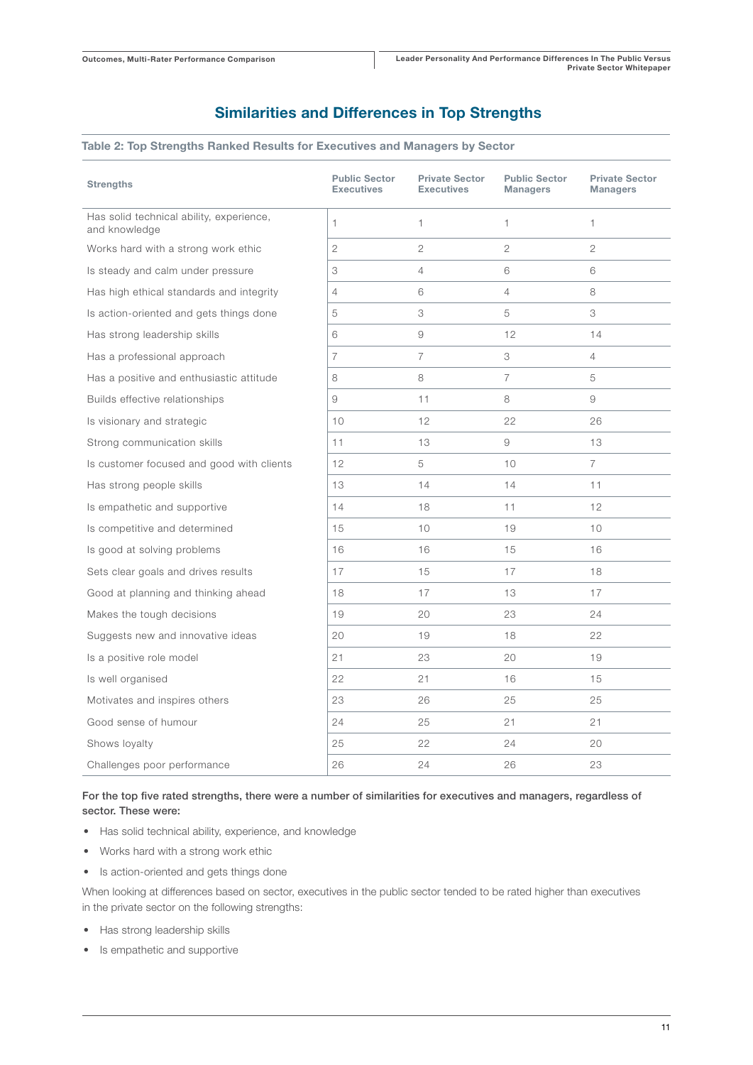## Similarities and Differences in Top Strengths

**Table 2: Top Strengths Ranked Results for Executives and Managers by Sector**

| Strengths | Public Sector Executives | Private Sector Executives | Public Sector Managers | Private Sector Managers |
|---|---|---|---|---|
| Has solid technical ability, experience, and knowledge | 1 | 1 | 1 | 1 |
| Works hard with a strong work ethic | 2 | 2 | 2 | 2 |
| Is steady and calm under pressure | 3 | 4 | 6 | 6 |
| Has high ethical standards and integrity | 4 | 6 | 4 | 8 |
| Is action-oriented and gets things done | 5 | 3 | 5 | 3 |
| Has strong leadership skills | 6 | 9 | 12 | 14 |
| Has a professional approach | 7 | 7 | 3 | 4 |
| Has a positive and enthusiastic attitude | 8 | 8 | 7 | 5 |
| Builds effective relationships | 9 | 11 | 8 | 9 |
| Is visionary and strategic | 10 | 12 | 22 | 26 |
| Strong communication skills | 11 | 13 | 9 | 13 |
| Is customer focused and good with clients | 12 | 5 | 10 | 7 |
| Has strong people skills | 13 | 14 | 14 | 11 |
| Is empathetic and supportive | 14 | 18 | 11 | 12 |
| Is competitive and determined | 15 | 10 | 19 | 10 |
| Is good at solving problems | 16 | 16 | 15 | 16 |
| Sets clear goals and drives results | 17 | 15 | 17 | 18 |
| Good at planning and thinking ahead | 18 | 17 | 13 | 17 |
| Makes the tough decisions | 19 | 20 | 23 | 24 |
| Suggests new and innovative ideas | 20 | 19 | 18 | 22 |
| Is a positive role model | 21 | 23 | 20 | 19 |
| Is well organised | 22 | 21 | 16 | 15 |
| Motivates and inspires others | 23 | 26 | 25 | 25 |
| Good sense of humour | 24 | 25 | 21 | 21 |
| Shows loyalty | 25 | 22 | 24 | 20 |
| Challenges poor performance | 26 | 24 | 26 | 23 |

**For the top five rated strengths, there were a number of similarities for executives and managers, regardless of sector. These were:**

- Has solid technical ability, experience, and knowledge
- Works hard with a strong work ethic
- Is action-oriented and gets things done

When looking at differences based on sector, executives in the public sector tended to be rated higher than executives in the private sector on the following strengths:

- Has strong leadership skills
- Is empathetic and supportive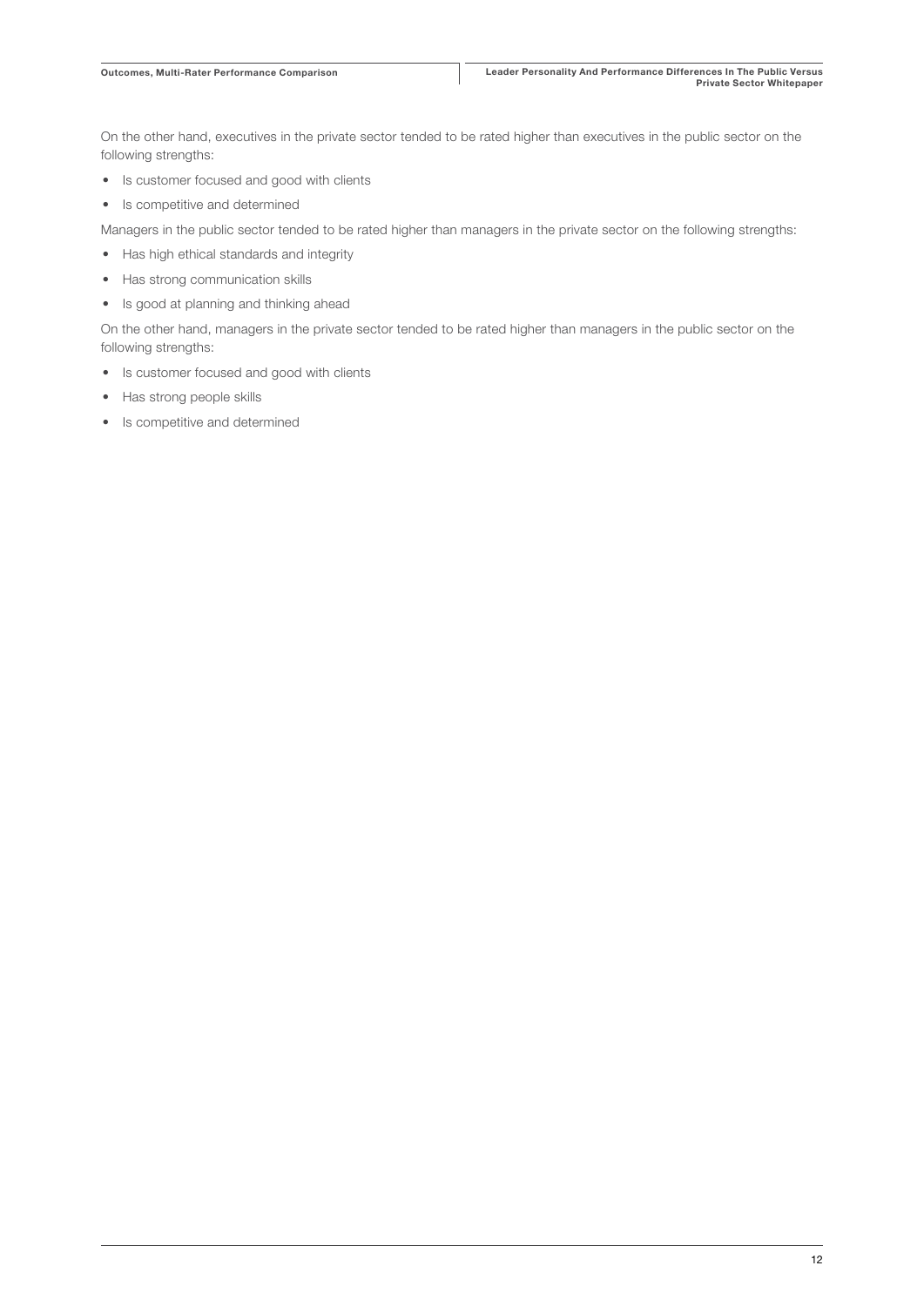On the other hand, executives in the private sector tended to be rated higher than executives in the public sector on the following strengths:

- Is customer focused and good with clients
- Is competitive and determined

Managers in the public sector tended to be rated higher than managers in the private sector on the following strengths:

- Has high ethical standards and integrity
- Has strong communication skills
- Is good at planning and thinking ahead

On the other hand, managers in the private sector tended to be rated higher than managers in the public sector on the following strengths:

- Is customer focused and good with clients
- Has strong people skills
- Is competitive and determined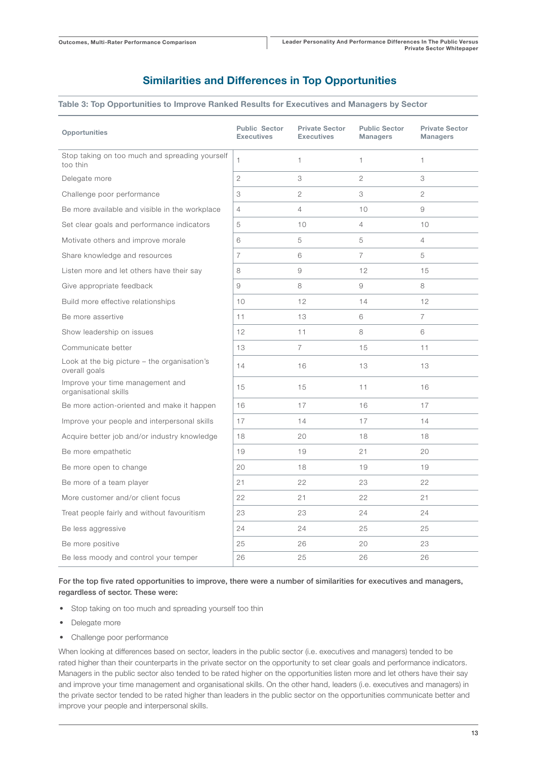## Similarities and Differences in Top Opportunities

**Table 3: Top Opportunities to Improve Ranked Results for Executives and Managers by Sector**

| Opportunities | Public Sector Executives | Private Sector Executives | Public Sector Managers | Private Sector Managers |
|---|---|---|---|---|
| Stop taking on too much and spreading yourself too thin | 1 | 1 | 1 | 1 |
| Delegate more | 2 | 3 | 2 | 3 |
| Challenge poor performance | 3 | 2 | 3 | 2 |
| Be more available and visible in the workplace | 4 | 4 | 10 | 9 |
| Set clear goals and performance indicators | 5 | 10 | 4 | 10 |
| Motivate others and improve morale | 6 | 5 | 5 | 4 |
| Share knowledge and resources | 7 | 6 | 7 | 5 |
| Listen more and let others have their say | 8 | 9 | 12 | 15 |
| Give appropriate feedback | 9 | 8 | 9 | 8 |
| Build more effective relationships | 10 | 12 | 14 | 12 |
| Be more assertive | 11 | 13 | 6 | 7 |
| Show leadership on issues | 12 | 11 | 8 | 6 |
| Communicate better | 13 | 7 | 15 | 11 |
| Look at the big picture – the organisation's overall goals | 14 | 16 | 13 | 13 |
| Improve your time management and organisational skills | 15 | 15 | 11 | 16 |
| Be more action-oriented and make it happen | 16 | 17 | 16 | 17 |
| Improve your people and interpersonal skills | 17 | 14 | 17 | 14 |
| Acquire better job and/or industry knowledge | 18 | 20 | 18 | 18 |
| Be more empathetic | 19 | 19 | 21 | 20 |
| Be more open to change | 20 | 18 | 19 | 19 |
| Be more of a team player | 21 | 22 | 23 | 22 |
| More customer and/or client focus | 22 | 21 | 22 | 21 |
| Treat people fairly and without favouritism | 23 | 23 | 24 | 24 |
| Be less aggressive | 24 | 24 | 25 | 25 |
| Be more positive | 25 | 26 | 20 | 23 |
| Be less moody and control your temper | 26 | 25 | 26 | 26 |

**For the top five rated opportunities to improve, there were a number of similarities for executives and managers, regardless of sector. These were:**

- Stop taking on too much and spreading yourself too thin
- Delegate more
- Challenge poor performance

When looking at differences based on sector, leaders in the public sector (i.e. executives and managers) tended to be rated higher than their counterparts in the private sector on the opportunity to set clear goals and performance indicators. Managers in the public sector also tended to be rated higher on the opportunities listen more and let others have their say and improve your time management and organisational skills. On the other hand, leaders (i.e. executives and managers) in the private sector tended to be rated higher than leaders in the public sector on the opportunities communicate better and improve your people and interpersonal skills.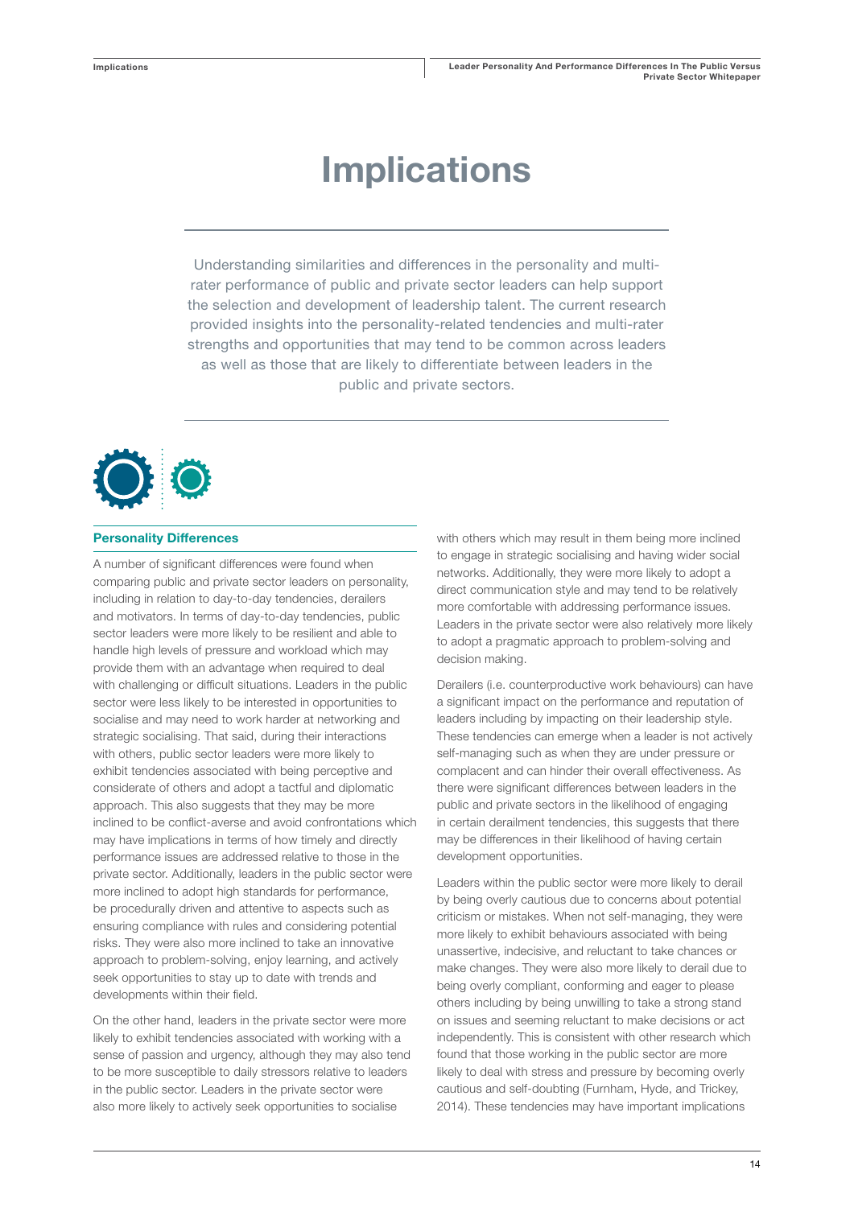# Implications

Understanding similarities and differences in the personality and multi-rater performance of public and private sector leaders can help support the selection and development of leadership talent. The current research provided insights into the personality-related tendencies and multi-rater strengths and opportunities that may tend to be common across leaders as well as those that are likely to differentiate between leaders in the public and private sectors.

## Personality Differences

A number of significant differences were found when comparing public and private sector leaders on personality, including in relation to day-to-day tendencies, derailers and motivators. In terms of day-to-day tendencies, public sector leaders were more likely to be resilient and able to handle high levels of pressure and workload which may provide them with an advantage when required to deal with challenging or difficult situations. Leaders in the public sector were less likely to be interested in opportunities to socialise and may need to work harder at networking and strategic socialising. That said, during their interactions with others, public sector leaders were more likely to exhibit tendencies associated with being perceptive and considerate of others and adopt a tactful and diplomatic approach. This also suggests that they may be more inclined to be conflict-averse and avoid confrontations which may have implications in terms of how timely and directly performance issues are addressed relative to those in the private sector. Additionally, leaders in the public sector were more inclined to adopt high standards for performance, be procedurally driven and attentive to aspects such as ensuring compliance with rules and considering potential risks. They were also more inclined to take an innovative approach to problem-solving, enjoy learning, and actively seek opportunities to stay up to date with trends and developments within their field.

On the other hand, leaders in the private sector were more likely to exhibit tendencies associated with working with a sense of passion and urgency, although they may also tend to be more susceptible to daily stressors relative to leaders in the public sector. Leaders in the private sector were also more likely to actively seek opportunities to socialise with others which may result in them being more inclined to engage in strategic socialising and having wider social networks. Additionally, they were more likely to adopt a direct communication style and may tend to be relatively more comfortable with addressing performance issues. Leaders in the private sector were also relatively more likely to adopt a pragmatic approach to problem-solving and decision making.

Derailers (i.e. counterproductive work behaviours) can have a significant impact on the performance and reputation of leaders including by impacting on their leadership style. These tendencies can emerge when a leader is not actively self-managing such as when they are under pressure or complacent and can hinder their overall effectiveness. As there were significant differences between leaders in the public and private sectors in the likelihood of engaging in certain derailment tendencies, this suggests that there may be differences in their likelihood of having certain development opportunities.

Leaders within the public sector were more likely to derail by being overly cautious due to concerns about potential criticism or mistakes. When not self-managing, they were more likely to exhibit behaviours associated with being unassertive, indecisive, and reluctant to take chances or make changes. They were also more likely to derail due to being overly compliant, conforming and eager to please others including by being unwilling to take a strong stand on issues and seeming reluctant to make decisions or act independently. This is consistent with other research which found that those working in the public sector are more likely to deal with stress and pressure by becoming overly cautious and self-doubting (Furnham, Hyde, and Trickey, 2014). These tendencies may have important implications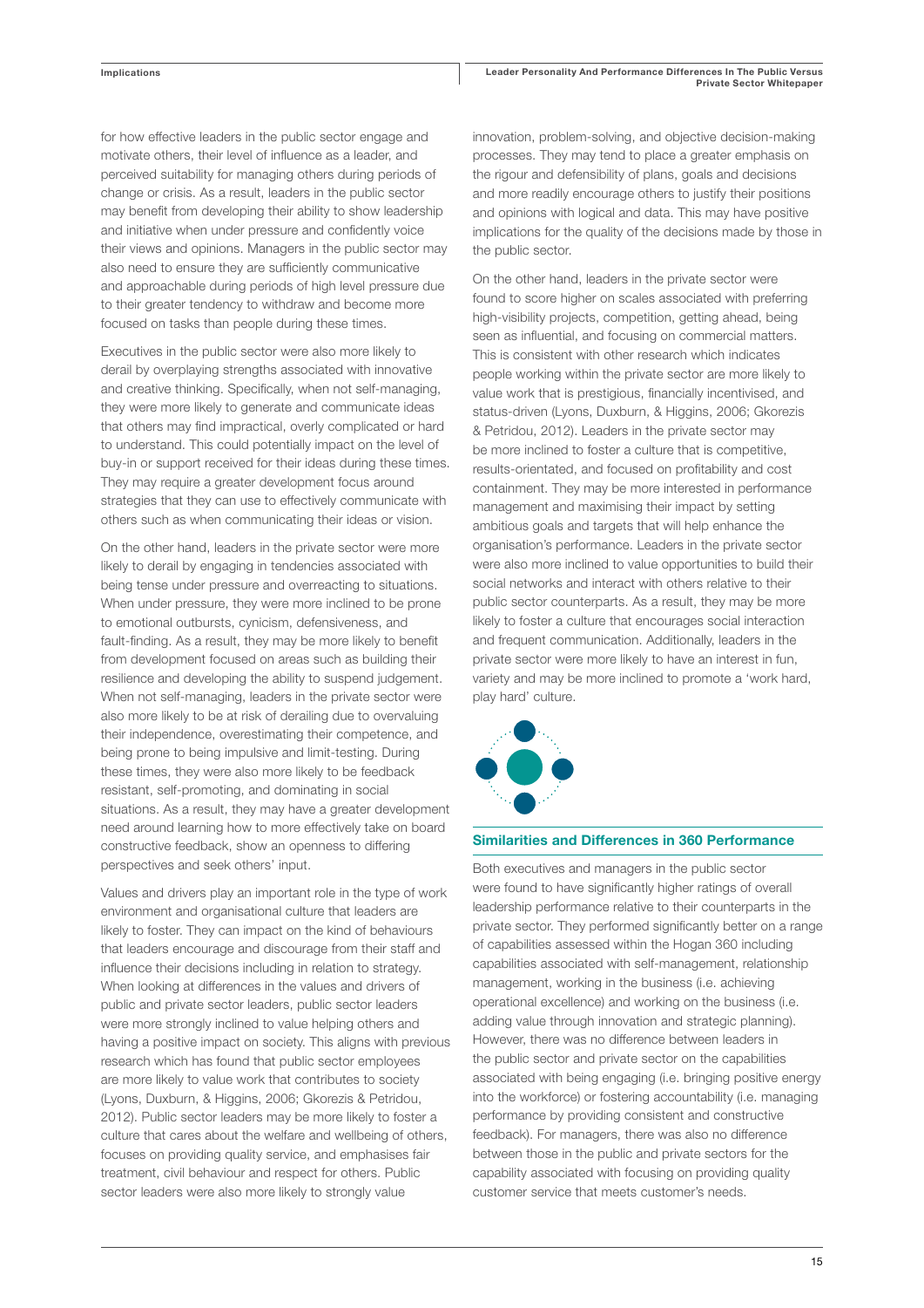for how effective leaders in the public sector engage and motivate others, their level of influence as a leader, and perceived suitability for managing others during periods of change or crisis. As a result, leaders in the public sector may benefit from developing their ability to show leadership and initiative when under pressure and confidently voice their views and opinions. Managers in the public sector may also need to ensure they are sufficiently communicative and approachable during periods of high level pressure due to their greater tendency to withdraw and become more focused on tasks than people during these times.

Executives in the public sector were also more likely to derail by overplaying strengths associated with innovative and creative thinking. Specifically, when not self-managing, they were more likely to generate and communicate ideas that others may find impractical, overly complicated or hard to understand. This could potentially impact on the level of buy-in or support received for their ideas during these times. They may require a greater development focus around strategies that they can use to effectively communicate with others such as when communicating their ideas or vision.

On the other hand, leaders in the private sector were more likely to derail by engaging in tendencies associated with being tense under pressure and overreacting to situations. When under pressure, they were more inclined to be prone to emotional outbursts, cynicism, defensiveness, and fault-finding. As a result, they may be more likely to benefit from development focused on areas such as building their resilience and developing the ability to suspend judgement. When not self-managing, leaders in the private sector were also more likely to be at risk of derailing due to overvaluing their independence, overestimating their competence, and being prone to being impulsive and limit-testing. During these times, they were also more likely to be feedback resistant, self-promoting, and dominating in social situations. As a result, they may have a greater development need around learning how to more effectively take on board constructive feedback, show an openness to differing perspectives and seek others' input.

Values and drivers play an important role in the type of work environment and organisational culture that leaders are likely to foster. They can impact on the kind of behaviours that leaders encourage and discourage from their staff and influence their decisions including in relation to strategy. When looking at differences in the values and drivers of public and private sector leaders, public sector leaders were more strongly inclined to value helping others and having a positive impact on society. This aligns with previous research which has found that public sector employees are more likely to value work that contributes to society (Lyons, Duxburn, & Higgins, 2006; Gkorezis & Petridou, 2012). Public sector leaders may be more likely to foster a culture that cares about the welfare and wellbeing of others, focuses on providing quality service, and emphasises fair treatment, civil behaviour and respect for others. Public sector leaders were also more likely to strongly value innovation, problem-solving, and objective decision-making processes. They may tend to place a greater emphasis on the rigour and defensibility of plans, goals and decisions and more readily encourage others to justify their positions and opinions with logical and data. This may have positive implications for the quality of the decisions made by those in the public sector.

On the other hand, leaders in the private sector were found to score higher on scales associated with preferring high-visibility projects, competition, getting ahead, being seen as influential, and focusing on commercial matters. This is consistent with other research which indicates people working within the private sector are more likely to value work that is prestigious, financially incentivised, and status-driven (Lyons, Duxburn, & Higgins, 2006; Gkorezis & Petridou, 2012). Leaders in the private sector may be more inclined to foster a culture that is competitive, results-orientated, and focused on profitability and cost containment. They may be more interested in performance management and maximising their impact by setting ambitious goals and targets that will help enhance the organisation's performance. Leaders in the private sector were also more inclined to value opportunities to build their social networks and interact with others relative to their public sector counterparts. As a result, they may be more likely to foster a culture that encourages social interaction and frequent communication. Additionally, leaders in the private sector were more likely to have an interest in fun, variety and may be more inclined to promote a 'work hard, play hard' culture.

## Similarities and Differences in 360 Performance

Both executives and managers in the public sector were found to have significantly higher ratings of overall leadership performance relative to their counterparts in the private sector. They performed significantly better on a range of capabilities assessed within the Hogan 360 including capabilities associated with self-management, relationship management, working in the business (i.e. achieving operational excellence) and working on the business (i.e. adding value through innovation and strategic planning). However, there was no difference between leaders in the public sector and private sector on the capabilities associated with being engaging (i.e. bringing positive energy into the workforce) or fostering accountability (i.e. managing performance by providing consistent and constructive feedback). For managers, there was also no difference between those in the public and private sectors for the capability associated with focusing on providing quality customer service that meets customer's needs.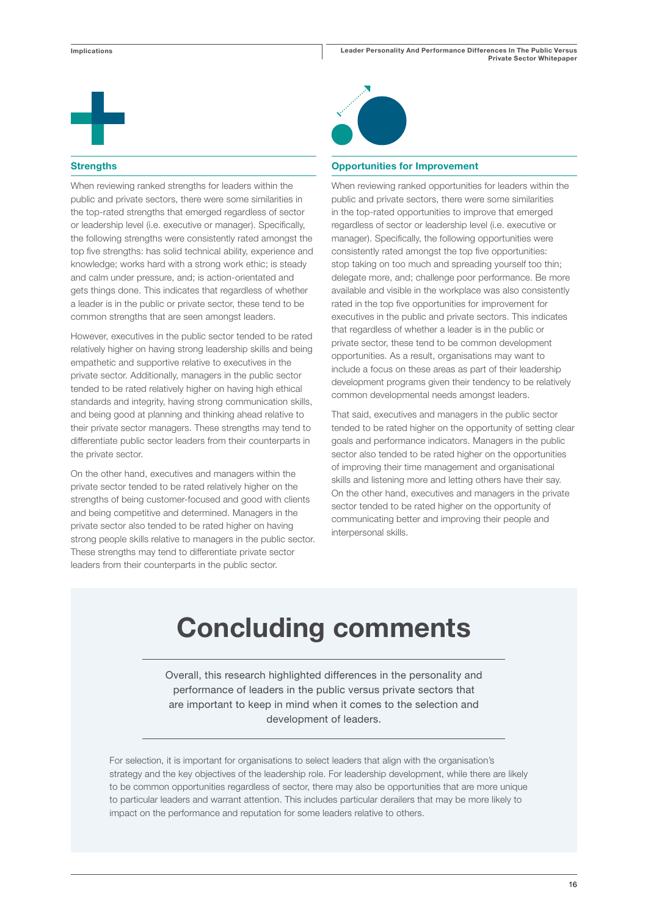### Strengths

When reviewing ranked strengths for leaders within the public and private sectors, there were some similarities in the top-rated strengths that emerged regardless of sector or leadership level (i.e. executive or manager). Specifically, the following strengths were consistently rated amongst the top five strengths: has solid technical ability, experience and knowledge; works hard with a strong work ethic; is steady and calm under pressure, and; is action-orientated and gets things done. This indicates that regardless of whether a leader is in the public or private sector, these tend to be common strengths that are seen amongst leaders.

However, executives in the public sector tended to be rated relatively higher on having strong leadership skills and being empathetic and supportive relative to executives in the private sector. Additionally, managers in the public sector tended to be rated relatively higher on having high ethical standards and integrity, having strong communication skills, and being good at planning and thinking ahead relative to their private sector managers. These strengths may tend to differentiate public sector leaders from their counterparts in the private sector.

On the other hand, executives and managers within the private sector tended to be rated relatively higher on the strengths of being customer-focused and good with clients and being competitive and determined. Managers in the private sector also tended to be rated higher on having strong people skills relative to managers in the public sector. These strengths may tend to differentiate private sector leaders from their counterparts in the public sector.

### Opportunities for Improvement

When reviewing ranked opportunities for leaders within the public and private sectors, there were some similarities in the top-rated opportunities to improve that emerged regardless of sector or leadership level (i.e. executive or manager). Specifically, the following opportunities were consistently rated amongst the top five opportunities: stop taking on too much and spreading yourself too thin; delegate more, and; challenge poor performance. Be more available and visible in the workplace was also consistently rated in the top five opportunities for improvement for executives in the public and private sectors. This indicates that regardless of whether a leader is in the public or private sector, these tend to be common development opportunities. As a result, organisations may want to include a focus on these areas as part of their leadership development programs given their tendency to be relatively common developmental needs amongst leaders.

That said, executives and managers in the public sector tended to be rated higher on the opportunity of setting clear goals and performance indicators. Managers in the public sector also tended to be rated higher on the opportunities of improving their time management and organisational skills and listening more and letting others have their say. On the other hand, executives and managers in the private sector tended to be rated higher on the opportunity of communicating better and improving their people and interpersonal skills.

# Concluding comments

Overall, this research highlighted differences in the personality and performance of leaders in the public versus private sectors that are important to keep in mind when it comes to the selection and development of leaders.

For selection, it is important for organisations to select leaders that align with the organisation's strategy and the key objectives of the leadership role. For leadership development, while there are likely to be common opportunities regardless of sector, there may also be opportunities that are more unique to particular leaders and warrant attention. This includes particular derailers that may be more likely to impact on the performance and reputation for some leaders relative to others.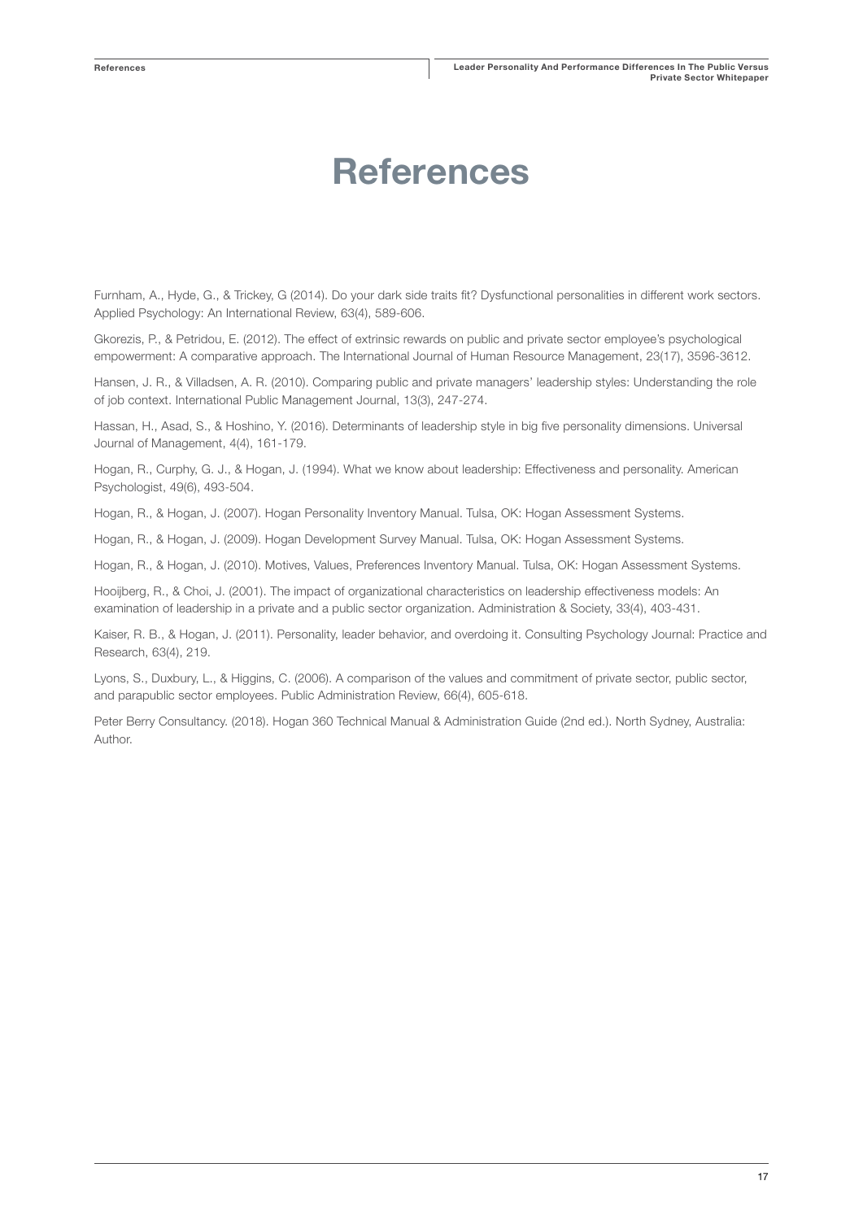# References

Furnham, A., Hyde, G., & Trickey, G (2014). Do your dark side traits fit? Dysfunctional personalities in different work sectors. Applied Psychology: An International Review, 63(4), 589-606.

Gkorezis, P., & Petridou, E. (2012). The effect of extrinsic rewards on public and private sector employee's psychological empowerment: A comparative approach. The International Journal of Human Resource Management, 23(17), 3596-3612.

Hansen, J. R., & Villadsen, A. R. (2010). Comparing public and private managers' leadership styles: Understanding the role of job context. International Public Management Journal, 13(3), 247-274.

Hassan, H., Asad, S., & Hoshino, Y. (2016). Determinants of leadership style in big five personality dimensions. Universal Journal of Management, 4(4), 161-179.

Hogan, R., Curphy, G. J., & Hogan, J. (1994). What we know about leadership: Effectiveness and personality. American Psychologist, 49(6), 493-504.

Hogan, R., & Hogan, J. (2007). Hogan Personality Inventory Manual. Tulsa, OK: Hogan Assessment Systems.

Hogan, R., & Hogan, J. (2009). Hogan Development Survey Manual. Tulsa, OK: Hogan Assessment Systems.

Hogan, R., & Hogan, J. (2010). Motives, Values, Preferences Inventory Manual. Tulsa, OK: Hogan Assessment Systems.

Hooijberg, R., & Choi, J. (2001). The impact of organizational characteristics on leadership effectiveness models: An examination of leadership in a private and a public sector organization. Administration & Society, 33(4), 403-431.

Kaiser, R. B., & Hogan, J. (2011). Personality, leader behavior, and overdoing it. Consulting Psychology Journal: Practice and Research, 63(4), 219.

Lyons, S., Duxbury, L., & Higgins, C. (2006). A comparison of the values and commitment of private sector, public sector, and parapublic sector employees. Public Administration Review, 66(4), 605-618.

Peter Berry Consultancy. (2018). Hogan 360 Technical Manual & Administration Guide (2nd ed.). North Sydney, Australia: Author.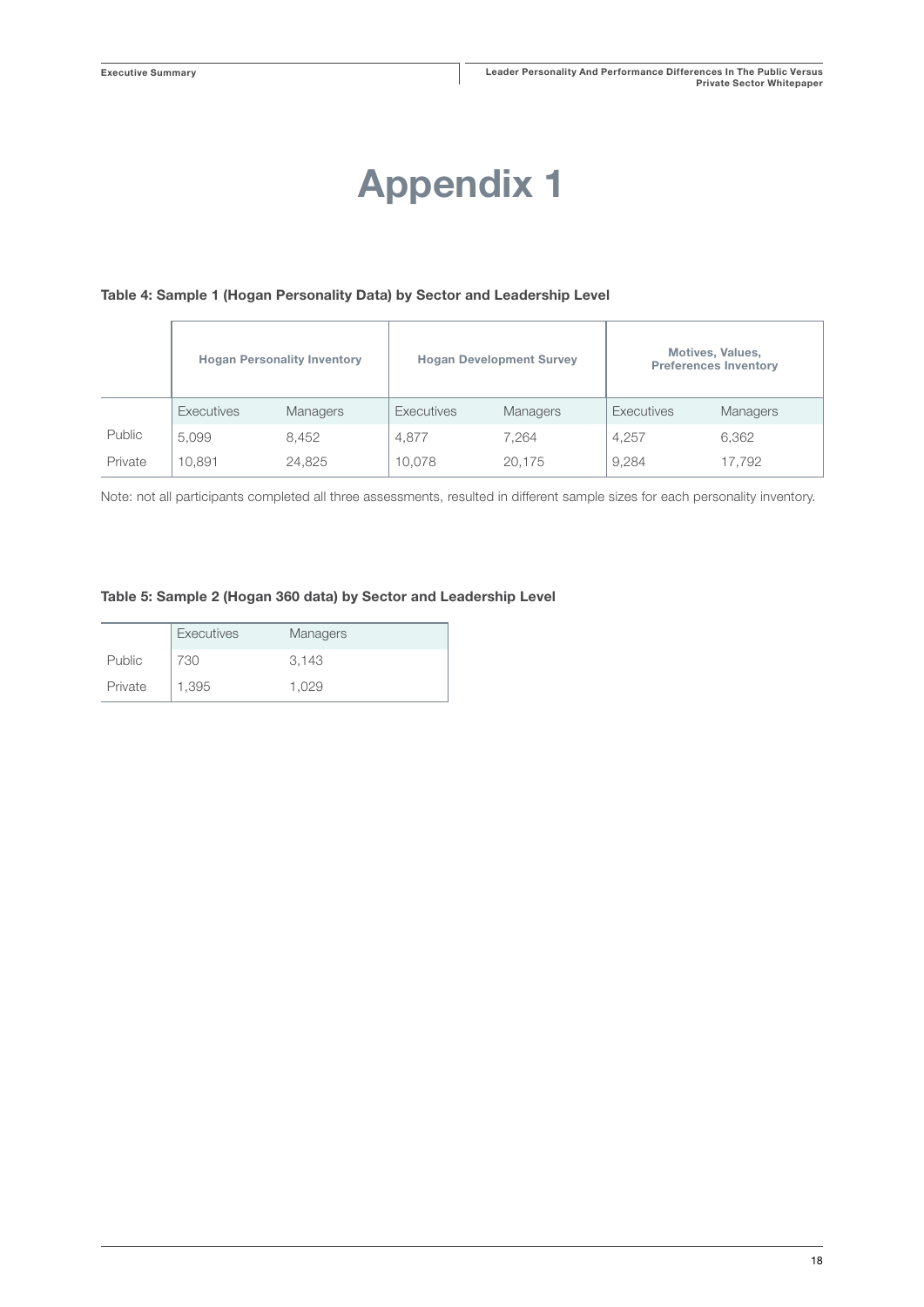# Appendix 1

**Table 4: Sample 1 (Hogan Personality Data) by Sector and Leadership Level**

| | Hogan Personality Inventory | | Hogan Development Survey | | Motives, Values, Preferences Inventory | |
|---|---|---|---|---|---|---|
| | Executives | Managers | Executives | Managers | Executives | Managers |
| Public | 5,099 | 8,452 | 4,877 | 7,264 | 4,257 | 6,362 |
| Private | 10,891 | 24,825 | 10,078 | 20,175 | 9,284 | 17,792 |

Note: not all participants completed all three assessments, resulted in different sample sizes for each personality inventory.

**Table 5: Sample 2 (Hogan 360 data) by Sector and Leadership Level**

| | Executives | Managers |
|---|---|---|
| Public | 730 | 3,143 |
| Private | 1,395 | 1,029 |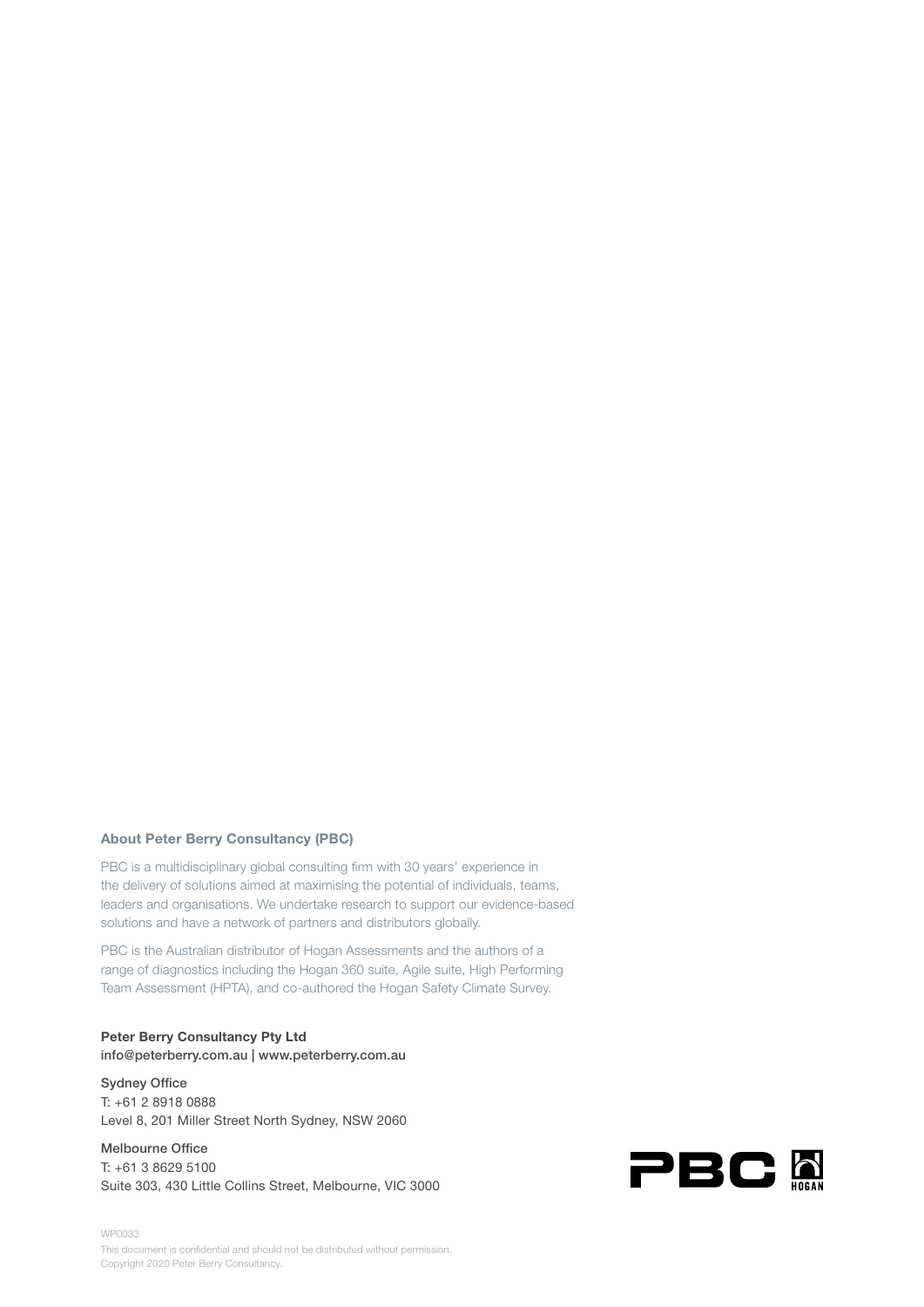**About Peter Berry Consultancy (PBC)**

PBC is a multidisciplinary global consulting firm with 30 years' experience in the delivery of solutions aimed at maximising the potential of individuals, teams, leaders and organisations. We undertake research to support our evidence-based solutions and have a network of partners and distributors globally.

PBC is the Australian distributor of Hogan Assessments and the authors of a range of diagnostics including the Hogan 360 suite, Agile suite, High Performing Team Assessment (HPTA), and co-authored the Hogan Safety Climate Survey.

**Peter Berry Consultancy Pty Ltd**
info@peterberry.com.au | www.peterberry.com.au

Sydney Office
T: +61 2 8918 0888
Level 8, 201 Miller Street North Sydney, NSW 2060

Melbourne Office
T: +61 3 8629 5100
Suite 303, 430 Little Collins Street, Melbourne, VIC 3000

PBC HOGAN

WP0033
This document is confidential and should not be distributed without permission.
Copyright 2020 Peter Berry Consultancy.